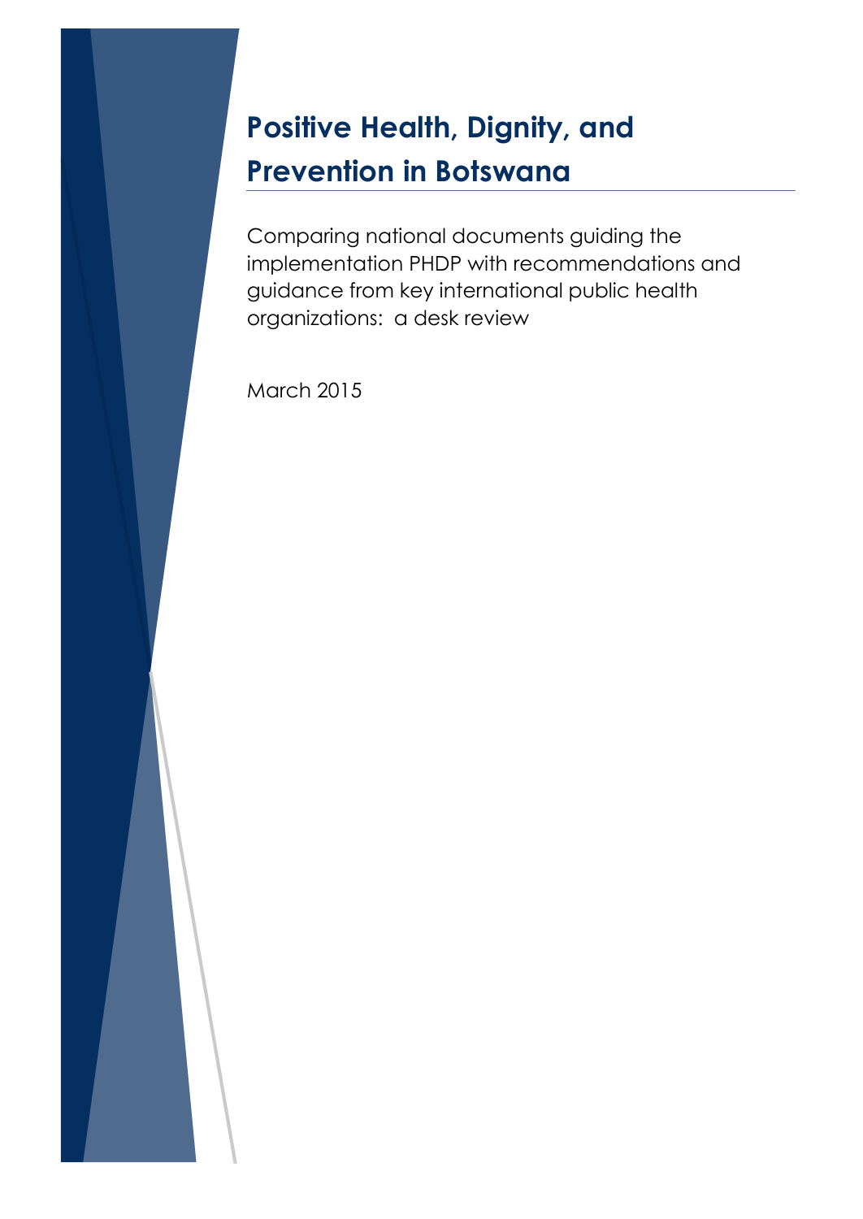# Positive Health, Dignity, and Prevention in Botswana

Comparing national documents guiding the implementation PHDP with recommendations and guidance from key international public health organizations: a desk review

March 2015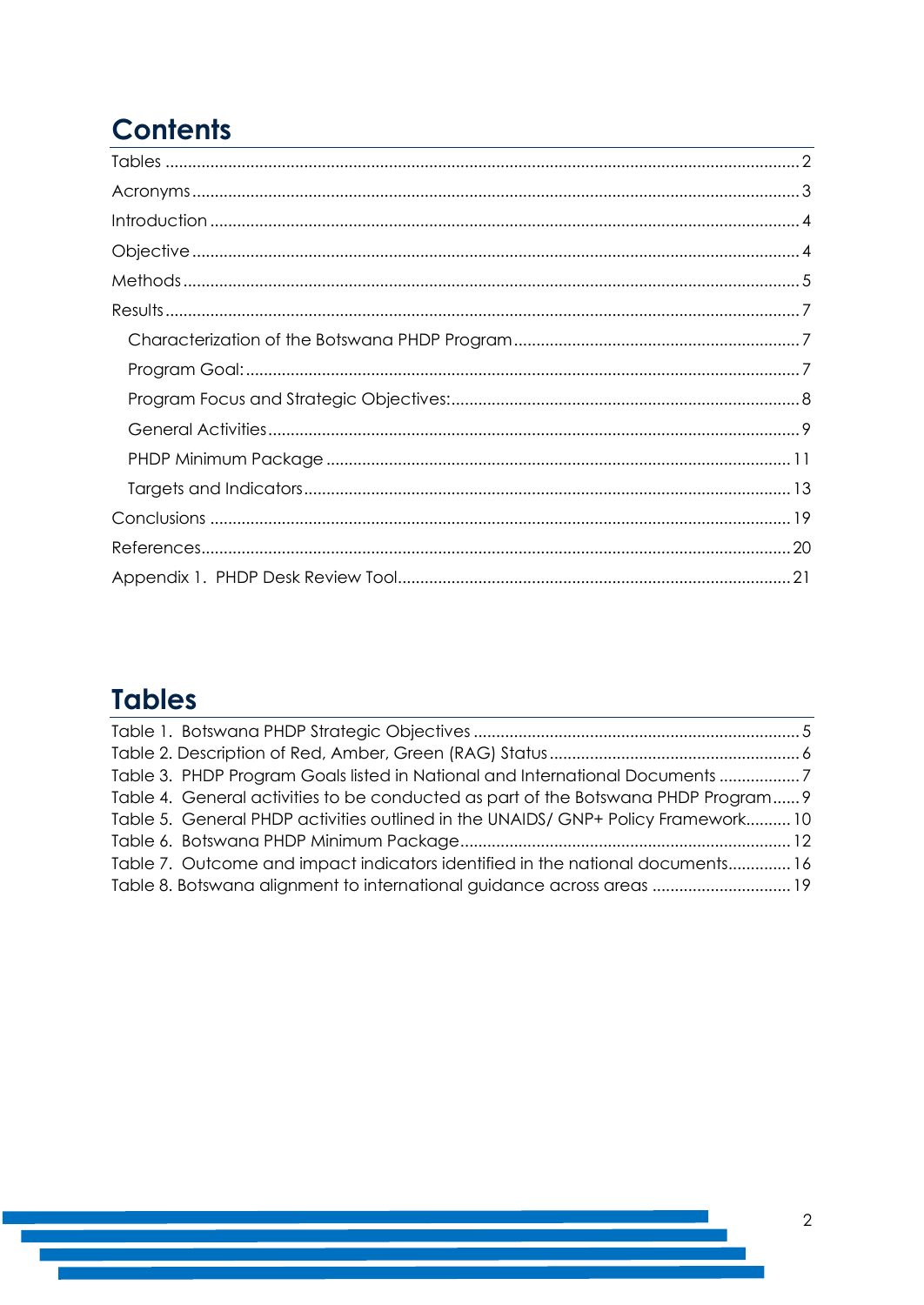# Contents

Tables .......... 2

Acronyms .......... 3

Introduction .......... 4

Objective .......... 4

Methods .......... 5

Results .......... 7

- Characterization of the Botswana PHDP Program .......... 7
- Program Goal: .......... 7
- Program Focus and Strategic Objectives: .......... 8
- General Activities .......... 9
- PHDP Minimum Package .......... 11
- Targets and Indicators .......... 13

Conclusions .......... 19

References .......... 20

Appendix 1. PHDP Desk Review Tool .......... 21

# Tables

Table 1. Botswana PHDP Strategic Objectives .......... 5

Table 2. Description of Red, Amber, Green (RAG) Status .......... 6

Table 3. PHDP Program Goals listed in National and International Documents .......... 7

Table 4. General activities to be conducted as part of the Botswana PHDP Program .......... 9

Table 5. General PHDP activities outlined in the UNAIDS/ GNP+ Policy Framework .......... 10

Table 6. Botswana PHDP Minimum Package .......... 12

Table 7. Outcome and impact indicators identified in the national documents .......... 16

Table 8. Botswana alignment to international guidance across areas .......... 19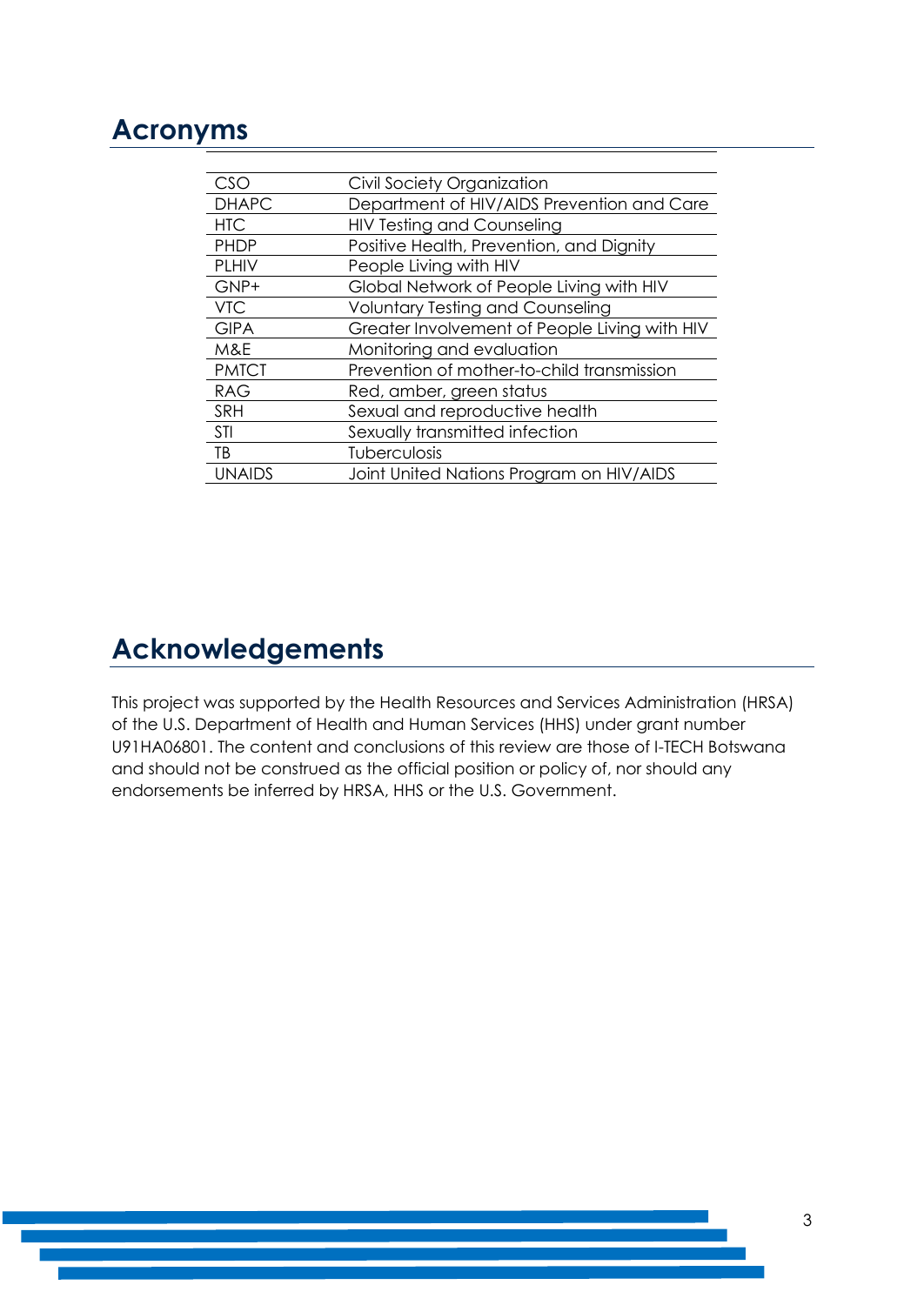# Acronyms

| | |
|---|---|
| CSO | Civil Society Organization |
| DHAPC | Department of HIV/AIDS Prevention and Care |
| HTC | HIV Testing and Counseling |
| PHDP | Positive Health, Prevention, and Dignity |
| PLHIV | People Living with HIV |
| GNP+ | Global Network of People Living with HIV |
| VTC | Voluntary Testing and Counseling |
| GIPA | Greater Involvement of People Living with HIV |
| M&E | Monitoring and evaluation |
| PMTCT | Prevention of mother-to-child transmission |
| RAG | Red, amber, green status |
| SRH | Sexual and reproductive health |
| STI | Sexually transmitted infection |
| TB | Tuberculosis |
| UNAIDS | Joint United Nations Program on HIV/AIDS |

# Acknowledgements

This project was supported by the Health Resources and Services Administration (HRSA) of the U.S. Department of Health and Human Services (HHS) under grant number U91HA06801. The content and conclusions of this review are those of I-TECH Botswana and should not be construed as the official position or policy of, nor should any endorsements be inferred by HRSA, HHS or the U.S. Government.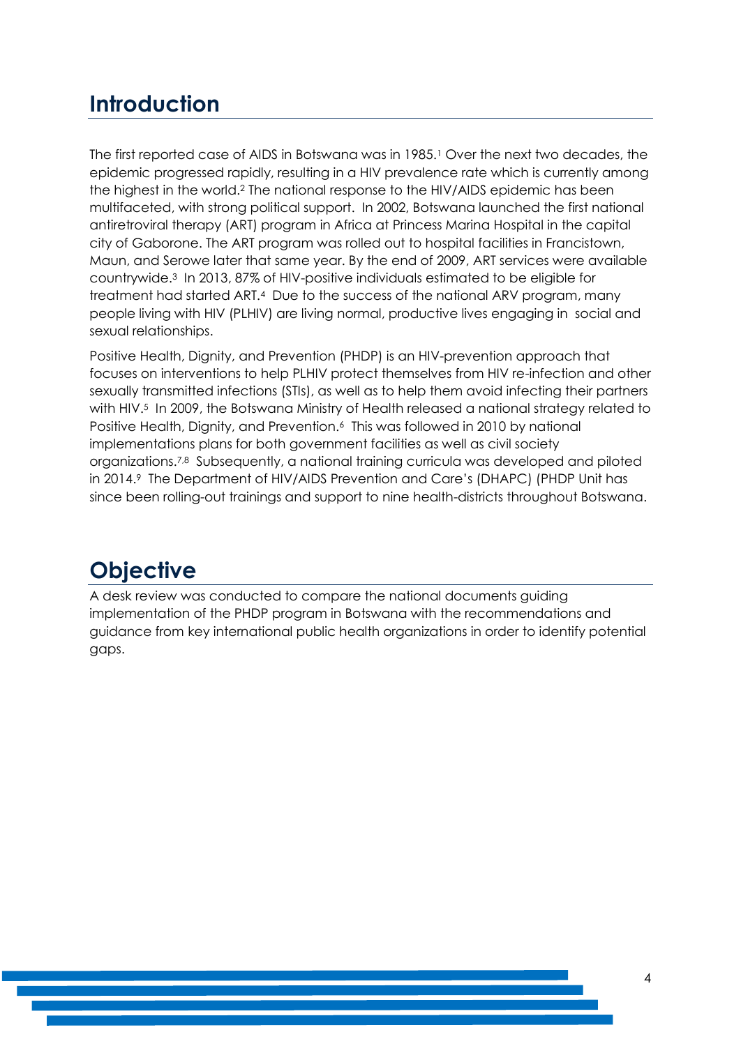# Introduction

The first reported case of AIDS in Botswana was in 1985.[1] Over the next two decades, the epidemic progressed rapidly, resulting in a HIV prevalence rate which is currently among the highest in the world.[2] The national response to the HIV/AIDS epidemic has been multifaceted, with strong political support. In 2002, Botswana launched the first national antiretroviral therapy (ART) program in Africa at Princess Marina Hospital in the capital city of Gaborone. The ART program was rolled out to hospital facilities in Francistown, Maun, and Serowe later that same year. By the end of 2009, ART services were available countrywide.[3] In 2013, 87% of HIV-positive individuals estimated to be eligible for treatment had started ART.[4] Due to the success of the national ARV program, many people living with HIV (PLHIV) are living normal, productive lives engaging in social and sexual relationships.

Positive Health, Dignity, and Prevention (PHDP) is an HIV-prevention approach that focuses on interventions to help PLHIV protect themselves from HIV re-infection and other sexually transmitted infections (STIs), as well as to help them avoid infecting their partners with HIV.[5] In 2009, the Botswana Ministry of Health released a national strategy related to Positive Health, Dignity, and Prevention.[6] This was followed in 2010 by national implementations plans for both government facilities as well as civil society organizations.[7,8] Subsequently, a national training curricula was developed and piloted in 2014.[9] The Department of HIV/AIDS Prevention and Care's (DHAPC) (PHDP Unit has since been rolling-out trainings and support to nine health-districts throughout Botswana.

# Objective

A desk review was conducted to compare the national documents guiding implementation of the PHDP program in Botswana with the recommendations and guidance from key international public health organizations in order to identify potential gaps.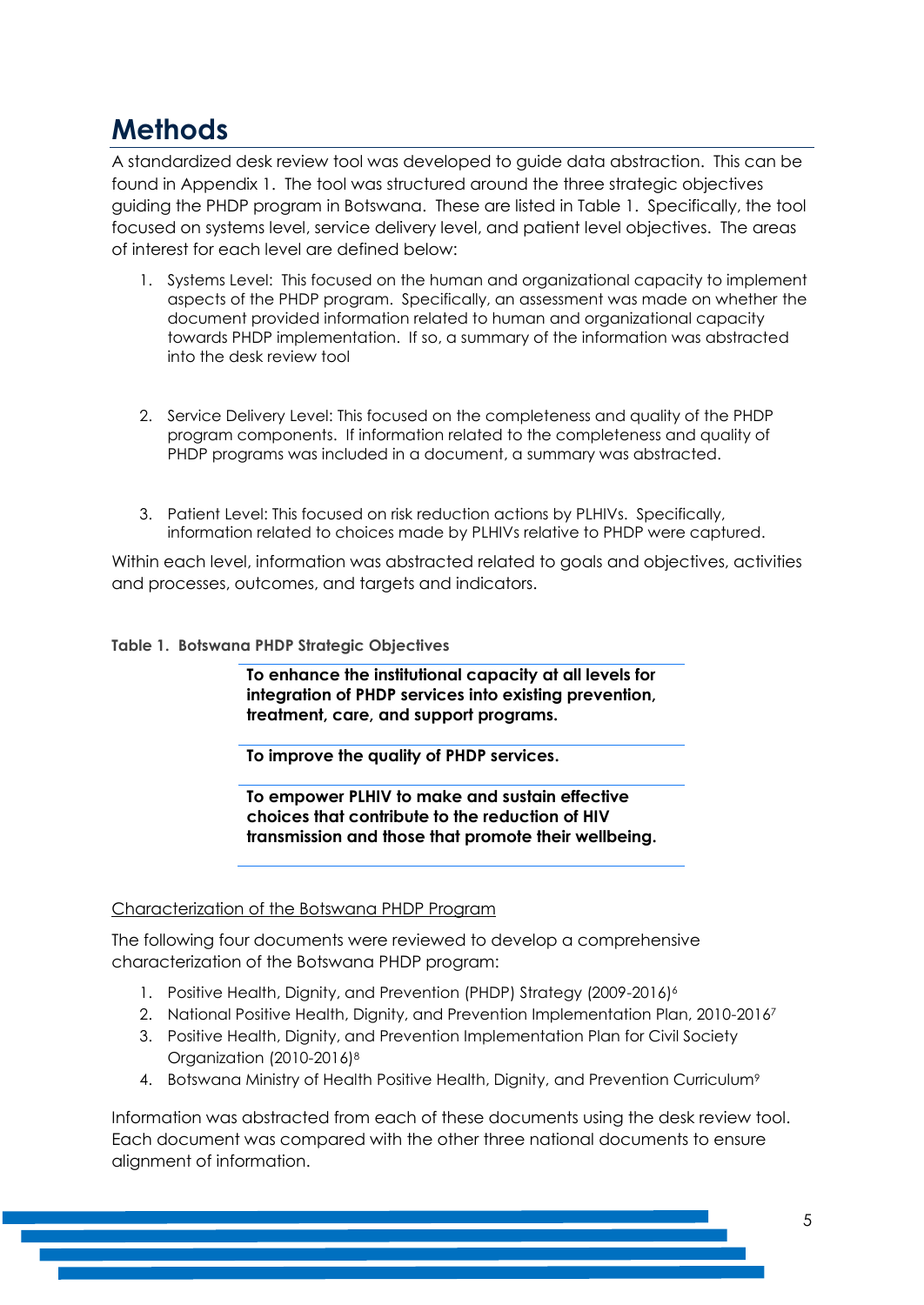# Methods

A standardized desk review tool was developed to guide data abstraction. This can be found in Appendix 1. The tool was structured around the three strategic objectives guiding the PHDP program in Botswana. These are listed in Table 1. Specifically, the tool focused on systems level, service delivery level, and patient level objectives. The areas of interest for each level are defined below:

1. Systems Level: This focused on the human and organizational capacity to implement aspects of the PHDP program. Specifically, an assessment was made on whether the document provided information related to human and organizational capacity towards PHDP implementation. If so, a summary of the information was abstracted into the desk review tool

2. Service Delivery Level: This focused on the completeness and quality of the PHDP program components. If information related to the completeness and quality of PHDP programs was included in a document, a summary was abstracted.

3. Patient Level: This focused on risk reduction actions by PLHIVs. Specifically, information related to choices made by PLHIVs relative to PHDP were captured.

Within each level, information was abstracted related to goals and objectives, activities and processes, outcomes, and targets and indicators.

**Table 1. Botswana PHDP Strategic Objectives**

| |
|---|
| **To enhance the institutional capacity at all levels for integration of PHDP services into existing prevention, treatment, care, and support programs.** |
| **To improve the quality of PHDP services.** |
| **To empower PLHIV to make and sustain effective choices that contribute to the reduction of HIV transmission and those that promote their wellbeing.** |

<u>Characterization of the Botswana PHDP Program</u>

The following four documents were reviewed to develop a comprehensive characterization of the Botswana PHDP program:

1. Positive Health, Dignity, and Prevention (PHDP) Strategy (2009-2016)[6]
2. National Positive Health, Dignity, and Prevention Implementation Plan, 2010-2016[7]
3. Positive Health, Dignity, and Prevention Implementation Plan for Civil Society Organization (2010-2016)[8]
4. Botswana Ministry of Health Positive Health, Dignity, and Prevention Curriculum[9]

Information was abstracted from each of these documents using the desk review tool. Each document was compared with the other three national documents to ensure alignment of information.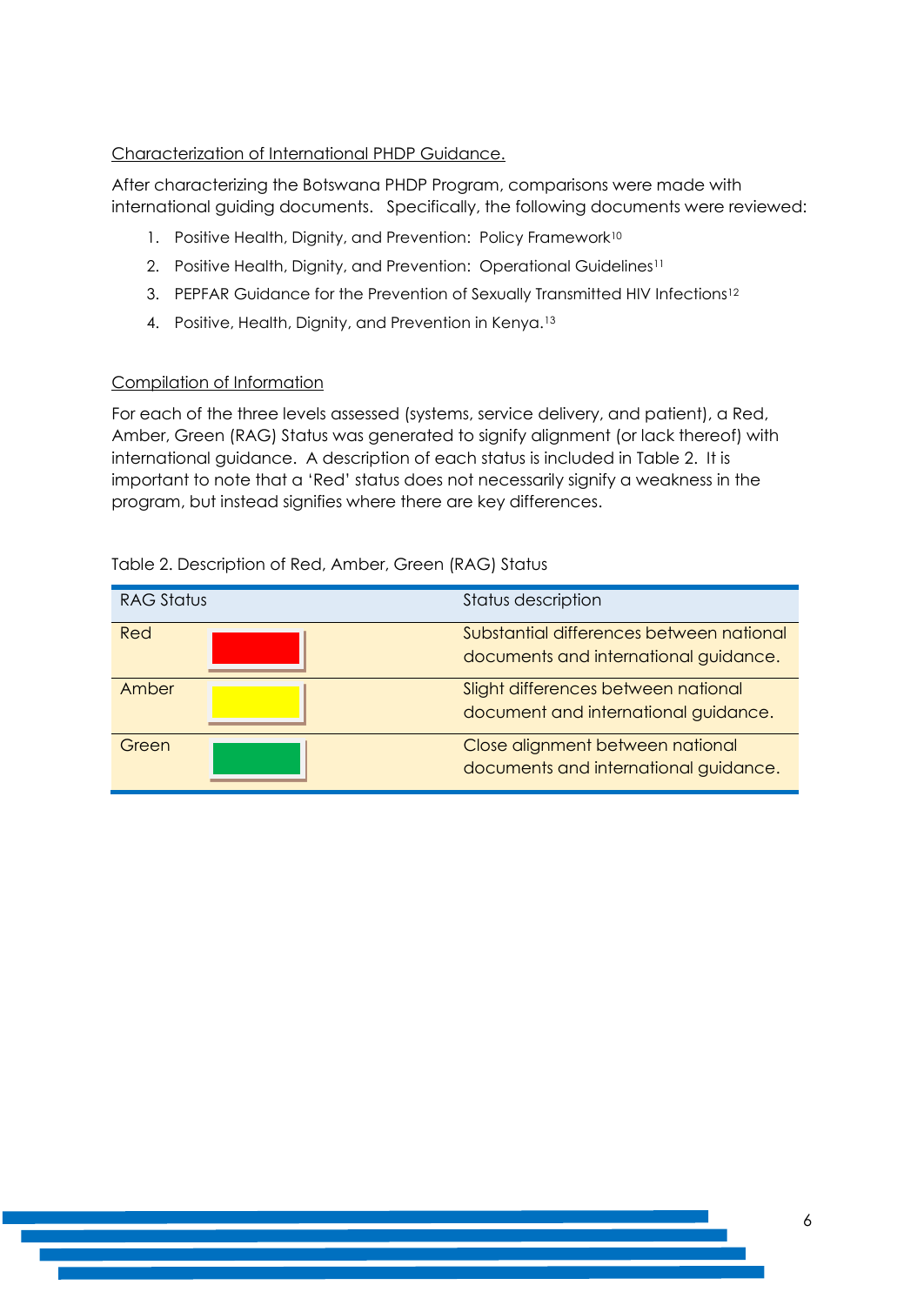Characterization of International PHDP Guidance.

After characterizing the Botswana PHDP Program, comparisons were made with international guiding documents. Specifically, the following documents were reviewed:

1. Positive Health, Dignity, and Prevention: Policy Framework[10]
2. Positive Health, Dignity, and Prevention: Operational Guidelines[11]
3. PEPFAR Guidance for the Prevention of Sexually Transmitted HIV Infections[12]
4. Positive, Health, Dignity, and Prevention in Kenya.[13]

Compilation of Information

For each of the three levels assessed (systems, service delivery, and patient), a Red, Amber, Green (RAG) Status was generated to signify alignment (or lack thereof) with international guidance. A description of each status is included in Table 2. It is important to note that a 'Red' status does not necessarily signify a weakness in the program, but instead signifies where there are key differences.

Table 2. Description of Red, Amber, Green (RAG) Status

| RAG Status | Status description |
|---|---|
| Red | Substantial differences between national documents and international guidance. |
| Amber | Slight differences between national document and international guidance. |
| Green | Close alignment between national documents and international guidance. |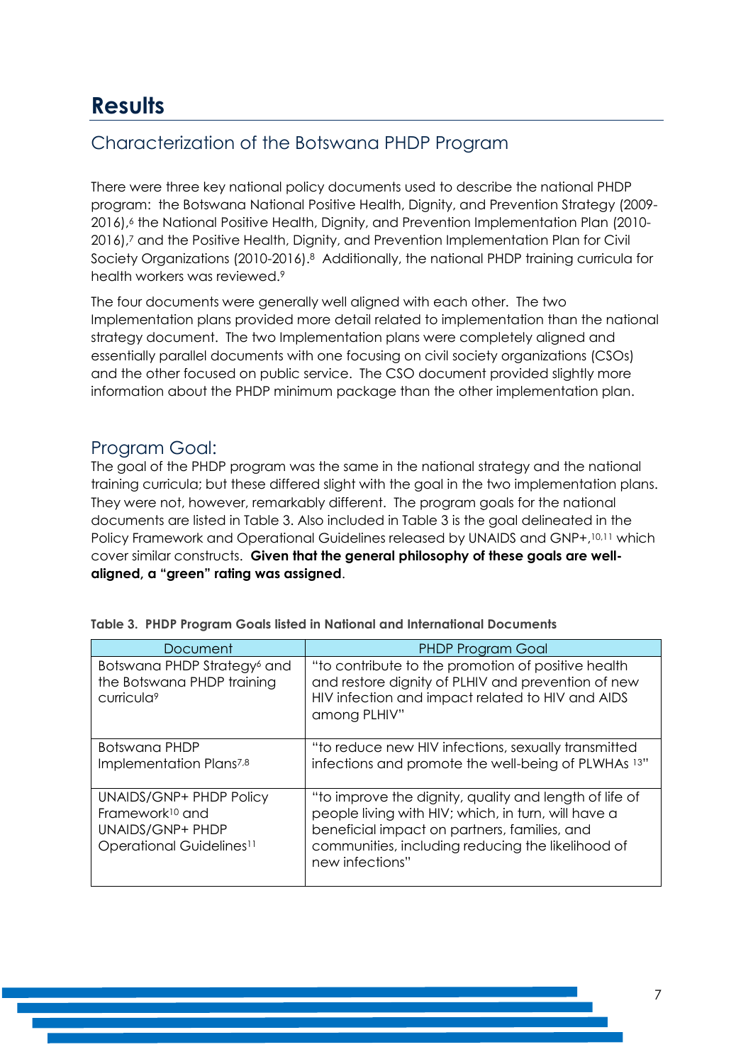# Results

## Characterization of the Botswana PHDP Program

There were three key national policy documents used to describe the national PHDP program: the Botswana National Positive Health, Dignity, and Prevention Strategy (2009-2016),[6] the National Positive Health, Dignity, and Prevention Implementation Plan (2010-2016),[7] and the Positive Health, Dignity, and Prevention Implementation Plan for Civil Society Organizations (2010-2016).[8] Additionally, the national PHDP training curricula for health workers was reviewed.[9]

The four documents were generally well aligned with each other. The two Implementation plans provided more detail related to implementation than the national strategy document. The two Implementation plans were completely aligned and essentially parallel documents with one focusing on civil society organizations (CSOs) and the other focused on public service. The CSO document provided slightly more information about the PHDP minimum package than the other implementation plan.

## Program Goal:

The goal of the PHDP program was the same in the national strategy and the national training curricula; but these differed slight with the goal in the two implementation plans. They were not, however, remarkably different. The program goals for the national documents are listed in Table 3. Also included in Table 3 is the goal delineated in the Policy Framework and Operational Guidelines released by UNAIDS and GNP+,[10,11] which cover similar constructs. **Given that the general philosophy of these goals are well-aligned, a "green" rating was assigned**.

**Table 3. PHDP Program Goals listed in National and International Documents**

| Document | PHDP Program Goal |
|---|---|
| Botswana PHDP Strategy[6] and the Botswana PHDP training curricula[9] | "to contribute to the promotion of positive health and restore dignity of PLHIV and prevention of new HIV infection and impact related to HIV and AIDS among PLHIV" |
| Botswana PHDP Implementation Plans[7,8] | "to reduce new HIV infections, sexually transmitted infections and promote the well-being of PLWHAs [13]" |
| UNAIDS/GNP+ PHDP Policy Framework[10] and UNAIDS/GNP+ PHDP Operational Guidelines[11] | "to improve the dignity, quality and length of life of people living with HIV; which, in turn, will have a beneficial impact on partners, families, and communities, including reducing the likelihood of new infections" |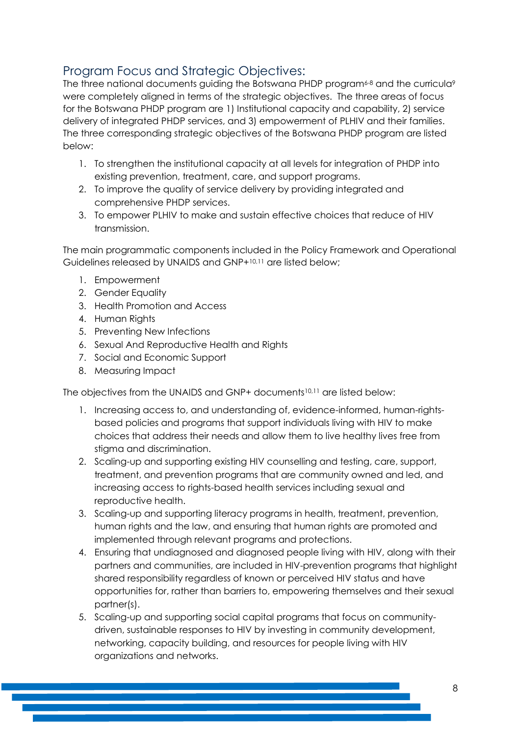## Program Focus and Strategic Objectives:

The three national documents guiding the Botswana PHDP program[6-8] and the curricula[9] were completely aligned in terms of the strategic objectives. The three areas of focus for the Botswana PHDP program are 1) Institutional capacity and capability, 2) service delivery of integrated PHDP services, and 3) empowerment of PLHIV and their families. The three corresponding strategic objectives of the Botswana PHDP program are listed below:

1. To strengthen the institutional capacity at all levels for integration of PHDP into existing prevention, treatment, care, and support programs.
2. To improve the quality of service delivery by providing integrated and comprehensive PHDP services.
3. To empower PLHIV to make and sustain effective choices that reduce of HIV transmission.

The main programmatic components included in the Policy Framework and Operational Guidelines released by UNAIDS and GNP+[10,11] are listed below;

1. Empowerment
2. Gender Equality
3. Health Promotion and Access
4. Human Rights
5. Preventing New Infections
6. Sexual And Reproductive Health and Rights
7. Social and Economic Support
8. Measuring Impact

The objectives from the UNAIDS and GNP+ documents[10,11] are listed below:

1. Increasing access to, and understanding of, evidence-informed, human-rights-based policies and programs that support individuals living with HIV to make choices that address their needs and allow them to live healthy lives free from stigma and discrimination.
2. Scaling-up and supporting existing HIV counselling and testing, care, support, treatment, and prevention programs that are community owned and led, and increasing access to rights-based health services including sexual and reproductive health.
3. Scaling-up and supporting literacy programs in health, treatment, prevention, human rights and the law, and ensuring that human rights are promoted and implemented through relevant programs and protections.
4. Ensuring that undiagnosed and diagnosed people living with HIV, along with their partners and communities, are included in HIV-prevention programs that highlight shared responsibility regardless of known or perceived HIV status and have opportunities for, rather than barriers to, empowering themselves and their sexual partner(s).
5. Scaling-up and supporting social capital programs that focus on community-driven, sustainable responses to HIV by investing in community development, networking, capacity building, and resources for people living with HIV organizations and networks.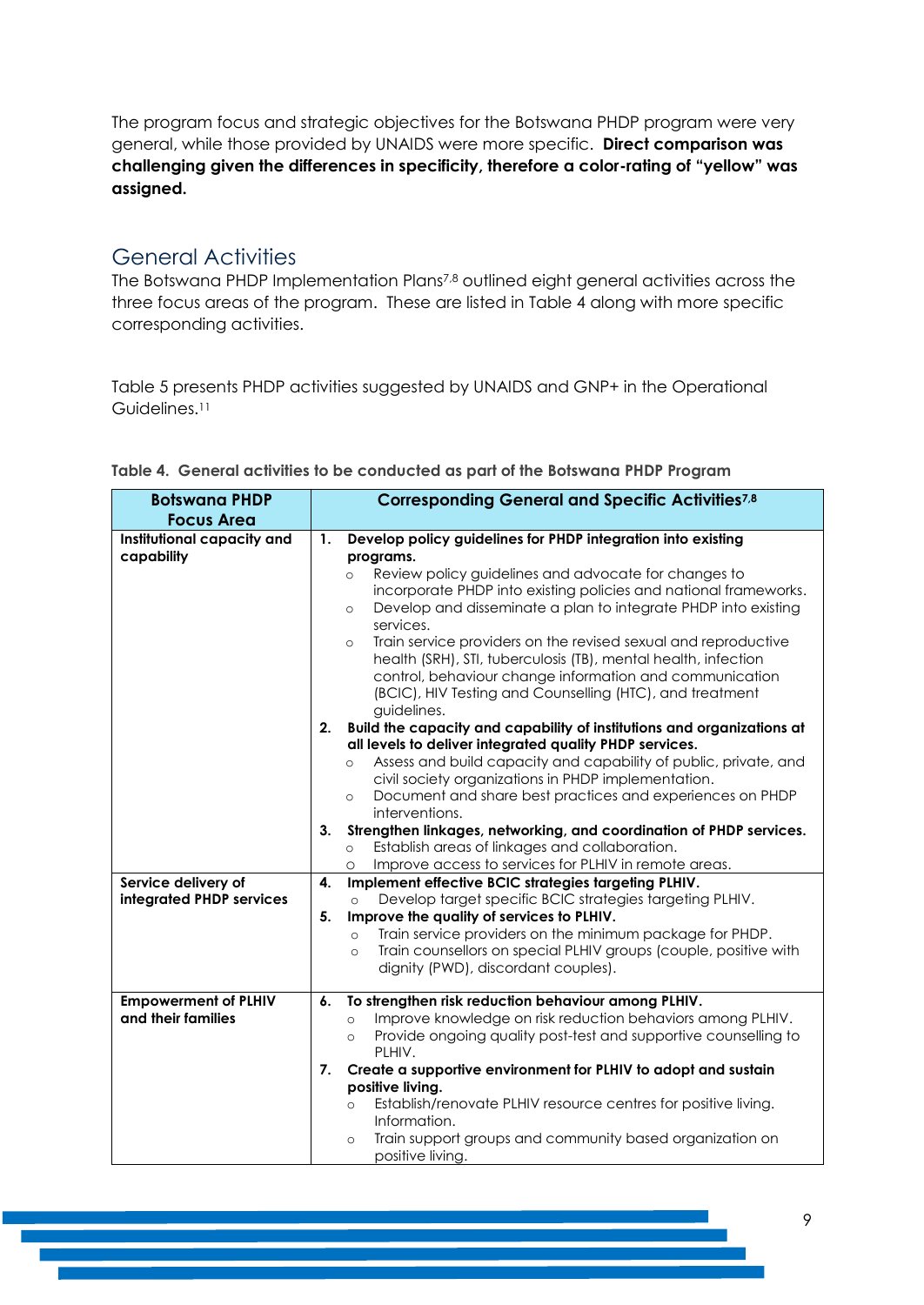The program focus and strategic objectives for the Botswana PHDP program were very general, while those provided by UNAIDS were more specific. **Direct comparison was challenging given the differences in specificity, therefore a color-rating of "yellow" was assigned.**

## General Activities

The Botswana PHDP Implementation Plans[7,8] outlined eight general activities across the three focus areas of the program. These are listed in Table 4 along with more specific corresponding activities.

Table 5 presents PHDP activities suggested by UNAIDS and GNP+ in the Operational Guidelines.[11]

**Table 4. General activities to be conducted as part of the Botswana PHDP Program**

| Botswana PHDP Focus Area | Corresponding General and Specific Activities[7,8] |
|---|---|
| **Institutional capacity and capability** | **1. Develop policy guidelines for PHDP integration into existing programs.**<br>○ Review policy guidelines and advocate for changes to incorporate PHDP into existing policies and national frameworks.<br>○ Develop and disseminate a plan to integrate PHDP into existing services.<br>○ Train service providers on the revised sexual and reproductive health (SRH), STI, tuberculosis (TB), mental health, infection control, behaviour change information and communication (BCIC), HIV Testing and Counselling (HTC), and treatment guidelines.<br>**2. Build the capacity and capability of institutions and organizations at all levels to deliver integrated quality PHDP services.**<br>○ Assess and build capacity and capability of public, private, and civil society organizations in PHDP implementation.<br>○ Document and share best practices and experiences on PHDP interventions.<br>**3. Strengthen linkages, networking, and coordination of PHDP services.**<br>○ Establish areas of linkages and collaboration.<br>○ Improve access to services for PLHIV in remote areas. |
| **Service delivery of integrated PHDP services** | **4. Implement effective BCIC strategies targeting PLHIV.**<br>○ Develop target specific BCIC strategies targeting PLHIV.<br>**5. Improve the quality of services to PLHIV.**<br>○ Train service providers on the minimum package for PHDP.<br>○ Train counsellors on special PLHIV groups (couple, positive with dignity (PWD), discordant couples). |
| **Empowerment of PLHIV and their families** | **6. To strengthen risk reduction behaviour among PLHIV.**<br>○ Improve knowledge on risk reduction behaviors among PLHIV.<br>○ Provide ongoing quality post-test and supportive counselling to PLHIV.<br>**7. Create a supportive environment for PLHIV to adopt and sustain positive living.**<br>○ Establish/renovate PLHIV resource centres for positive living. Information.<br>○ Train support groups and community based organization on positive living. |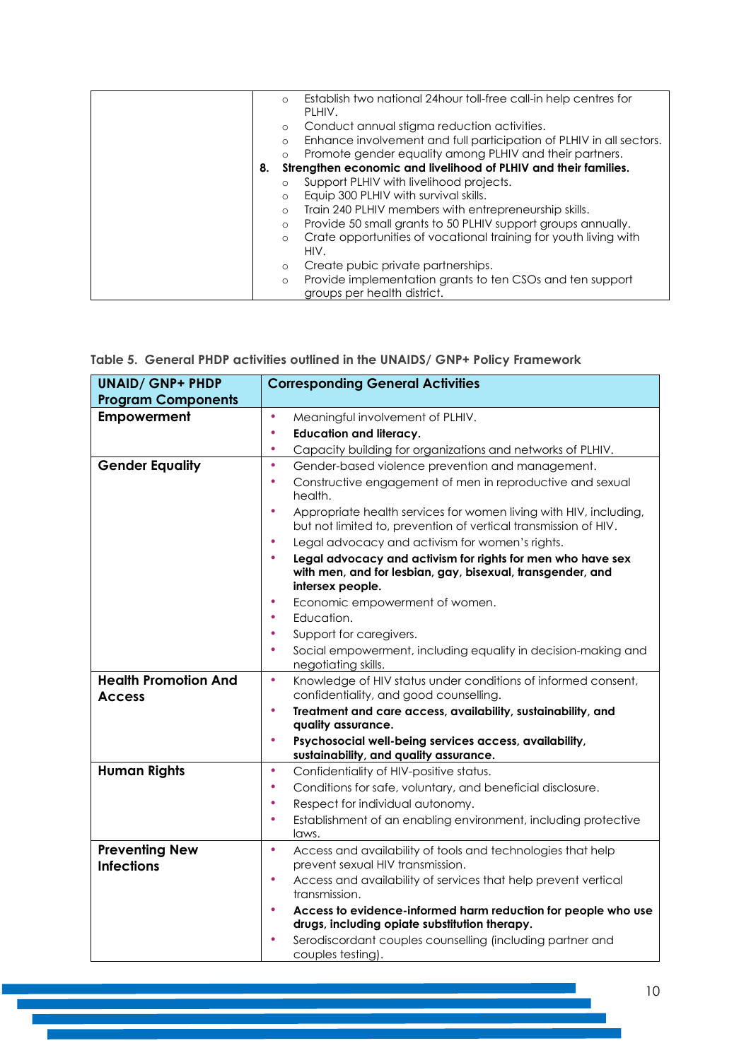| | |
|---|---|
| | ○ Establish two national 24hour toll-free call-in help centres for PLHIV.<br>○ Conduct annual stigma reduction activities.<br>○ Enhance involvement and full participation of PLHIV in all sectors.<br>○ Promote gender equality among PLHIV and their partners.<br>**8. Strengthen economic and livelihood of PLHIV and their families.**<br>○ Support PLHIV with livelihood projects.<br>○ Equip 300 PLHIV with survival skills.<br>○ Train 240 PLHIV members with entrepreneurship skills.<br>○ Provide 50 small grants to 50 PLHIV support groups annually.<br>○ Crate opportunities of vocational training for youth living with HIV.<br>○ Create pubic private partnerships.<br>○ Provide implementation grants to ten CSOs and ten support groups per health district. |

**Table 5. General PHDP activities outlined in the UNAIDS/ GNP+ Policy Framework**

| UNAID/ GNP+ PHDP Program Components | Corresponding General Activities |
|---|---|
| **Empowerment** | • Meaningful involvement of PLHIV.<br>• **Education and literacy.**<br>• Capacity building for organizations and networks of PLHIV. |
| **Gender Equality** | • Gender-based violence prevention and management.<br>• Constructive engagement of men in reproductive and sexual health.<br>• Appropriate health services for women living with HIV, including, but not limited to, prevention of vertical transmission of HIV.<br>• Legal advocacy and activism for women's rights.<br>• **Legal advocacy and activism for rights for men who have sex with men, and for lesbian, gay, bisexual, transgender, and intersex people.**<br>• Economic empowerment of women.<br>• Education.<br>• Support for caregivers.<br>• Social empowerment, including equality in decision-making and negotiating skills. |
| **Health Promotion And Access** | • Knowledge of HIV status under conditions of informed consent, confidentiality, and good counselling.<br>• **Treatment and care access, availability, sustainability, and quality assurance.**<br>• **Psychosocial well-being services access, availability, sustainability, and quality assurance.** |
| **Human Rights** | • Confidentiality of HIV-positive status.<br>• Conditions for safe, voluntary, and beneficial disclosure.<br>• Respect for individual autonomy.<br>• Establishment of an enabling environment, including protective laws. |
| **Preventing New Infections** | • Access and availability of tools and technologies that help prevent sexual HIV transmission.<br>• Access and availability of services that help prevent vertical transmission.<br>• **Access to evidence-informed harm reduction for people who use drugs, including opiate substitution therapy.**<br>• Serodiscordant couples counselling (including partner and couples testing). |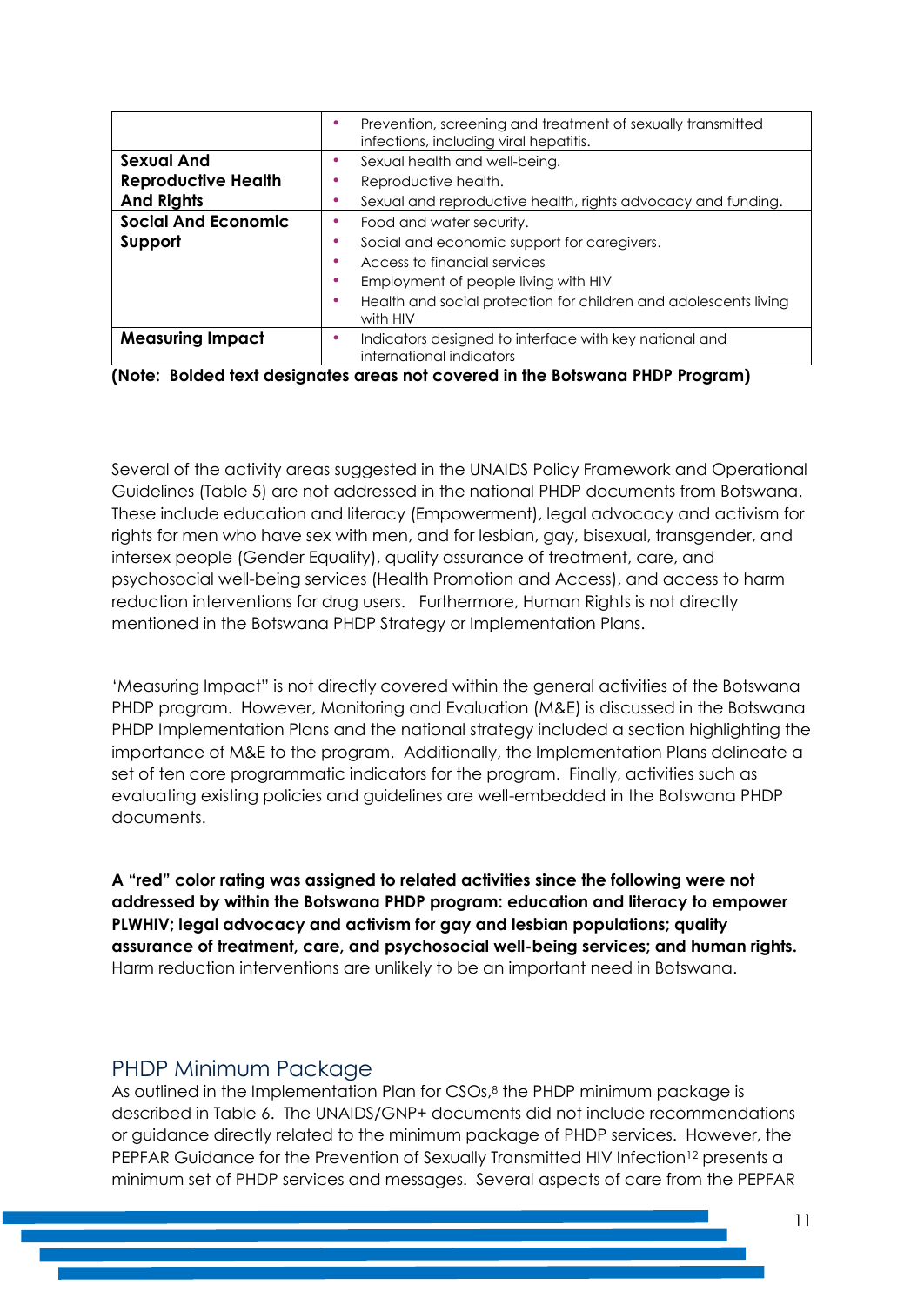| | |
|---|---|
| | • Prevention, screening and treatment of sexually transmitted infections, including viral hepatitis. |
| **Sexual And Reproductive Health And Rights** | • Sexual health and well-being.<br>• Reproductive health.<br>• Sexual and reproductive health, rights advocacy and funding. |
| **Social And Economic Support** | • Food and water security.<br>• Social and economic support for caregivers.<br>• Access to financial services<br>• Employment of people living with HIV<br>• Health and social protection for children and adolescents living with HIV |
| **Measuring Impact** | • Indicators designed to interface with key national and international indicators |

**(Note: Bolded text designates areas not covered in the Botswana PHDP Program)**

Several of the activity areas suggested in the UNAIDS Policy Framework and Operational Guidelines (Table 5) are not addressed in the national PHDP documents from Botswana. These include education and literacy (Empowerment), legal advocacy and activism for rights for men who have sex with men, and for lesbian, gay, bisexual, transgender, and intersex people (Gender Equality), quality assurance of treatment, care, and psychosocial well-being services (Health Promotion and Access), and access to harm reduction interventions for drug users. Furthermore, Human Rights is not directly mentioned in the Botswana PHDP Strategy or Implementation Plans.

'Measuring Impact" is not directly covered within the general activities of the Botswana PHDP program. However, Monitoring and Evaluation (M&E) is discussed in the Botswana PHDP Implementation Plans and the national strategy included a section highlighting the importance of M&E to the program. Additionally, the Implementation Plans delineate a set of ten core programmatic indicators for the program. Finally, activities such as evaluating existing policies and guidelines are well-embedded in the Botswana PHDP documents.

**A "red" color rating was assigned to related activities since the following were not addressed by within the Botswana PHDP program: education and literacy to empower PLWHIV; legal advocacy and activism for gay and lesbian populations; quality assurance of treatment, care, and psychosocial well-being services; and human rights.** Harm reduction interventions are unlikely to be an important need in Botswana.

## PHDP Minimum Package

As outlined in the Implementation Plan for CSOs,[8] the PHDP minimum package is described in Table 6. The UNAIDS/GNP+ documents did not include recommendations or guidance directly related to the minimum package of PHDP services. However, the PEPFAR Guidance for the Prevention of Sexually Transmitted HIV Infection[12] presents a minimum set of PHDP services and messages. Several aspects of care from the PEPFAR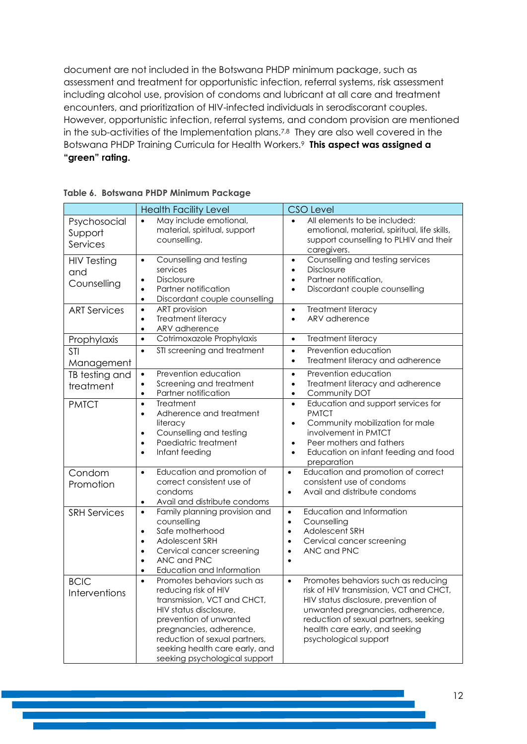document are not included in the Botswana PHDP minimum package, such as assessment and treatment for opportunistic infection, referral systems, risk assessment including alcohol use, provision of condoms and lubricant at all care and treatment encounters, and prioritization of HIV-infected individuals in serodiscorant couples. However, opportunistic infection, referral systems, and condom provision are mentioned in the sub-activities of the Implementation plans.[7,8] They are also well covered in the Botswana PHDP Training Curricula for Health Workers.[9] **This aspect was assigned a "green" rating.**

**Table 6. Botswana PHDP Minimum Package**

| | Health Facility Level | CSO Level |
|---|---|---|
| Psychosocial Support Services | • May include emotional, material, spiritual, support counselling. | • All elements to be included: emotional, material, spiritual, life skills, support counselling to PLHIV and their caregivers. |
| HIV Testing and Counselling | • Counselling and testing services<br>• Disclosure<br>• Partner notification<br>• Discordant couple counselling | • Counselling and testing services<br>• Disclosure<br>• Partner notification,<br>• Discordant couple counselling |
| ART Services | • ART provision<br>• Treatment literacy<br>• ARV adherence | • Treatment literacy<br>• ARV adherence |
| Prophylaxis | • Cotrimoxazole Prophylaxis | • Treatment literacy |
| STI Management | • STI screening and treatment | • Prevention education<br>• Treatment literacy and adherence |
| TB testing and treatment | • Prevention education<br>• Screening and treatment<br>• Partner notification | • Prevention education<br>• Treatment literacy and adherence<br>• Community DOT |
| PMTCT | • Treatment<br>• Adherence and treatment literacy<br>• Counselling and testing<br>• Paediatric treatment<br>• Infant feeding | • Education and support services for PMTCT<br>• Community mobilization for male involvement in PMTCT<br>• Peer mothers and fathers<br>• Education on infant feeding and food preparation |
| Condom Promotion | • Education and promotion of correct consistent use of condoms<br>• Avail and distribute condoms | • Education and promotion of correct consistent use of condoms<br>• Avail and distribute condoms |
| SRH Services | • Family planning provision and counselling<br>• Safe motherhood<br>• Adolescent SRH<br>• Cervical cancer screening<br>• ANC and PNC<br>• Education and Information | • Education and Information<br>• Counselling<br>• Adolescent SRH<br>• Cervical cancer screening<br>• ANC and PNC<br>• |
| BCIC Interventions | • Promotes behaviors such as reducing risk of HIV transmission, VCT and CHCT, HIV status disclosure, prevention of unwanted pregnancies, adherence, reduction of sexual partners, seeking health care early, and seeking psychological support | • Promotes behaviors such as reducing risk of HIV transmission, VCT and CHCT, HIV status disclosure, prevention of unwanted pregnancies, adherence, reduction of sexual partners, seeking health care early, and seeking psychological support |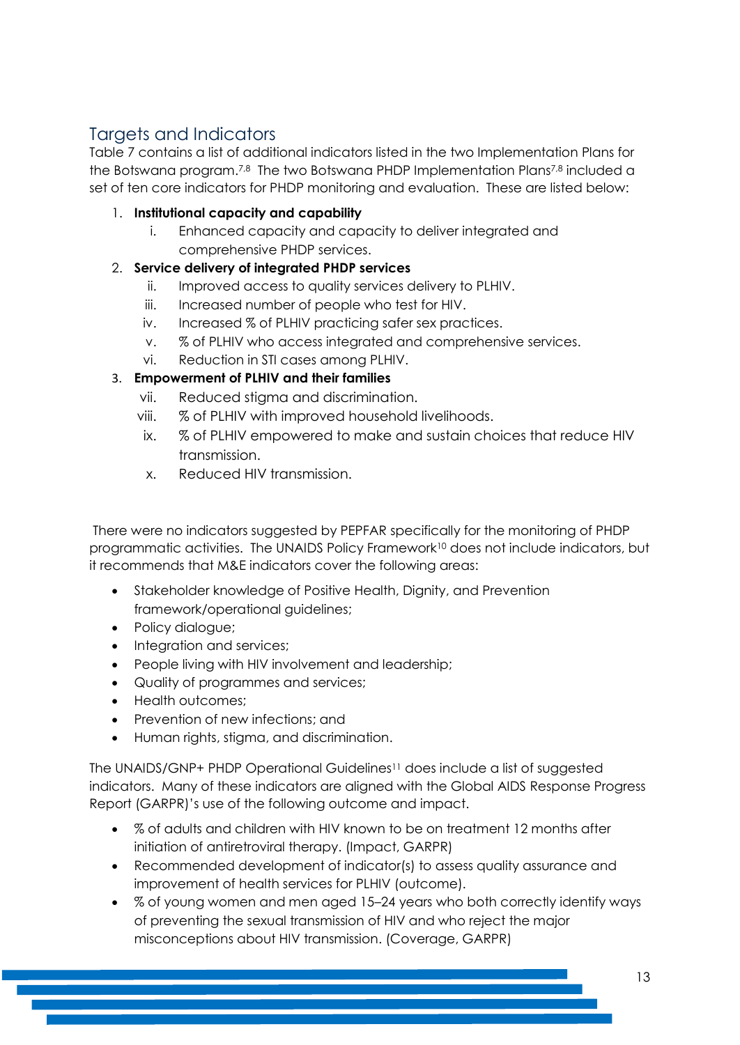## Targets and Indicators

Table 7 contains a list of additional indicators listed in the two Implementation Plans for the Botswana program.[7,8] The two Botswana PHDP Implementation Plans[7,8] included a set of ten core indicators for PHDP monitoring and evaluation. These are listed below:

1. **Institutional capacity and capability**
   - i. Enhanced capacity and capacity to deliver integrated and comprehensive PHDP services.
2. **Service delivery of integrated PHDP services**
   - ii. Improved access to quality services delivery to PLHIV.
   - iii. Increased number of people who test for HIV.
   - iv. Increased % of PLHIV practicing safer sex practices.
   - v. % of PLHIV who access integrated and comprehensive services.
   - vi. Reduction in STI cases among PLHIV.
3. **Empowerment of PLHIV and their families**
   - vii. Reduced stigma and discrimination.
   - viii. % of PLHIV with improved household livelihoods.
   - ix. % of PLHIV empowered to make and sustain choices that reduce HIV transmission.
   - x. Reduced HIV transmission.

There were no indicators suggested by PEPFAR specifically for the monitoring of PHDP programmatic activities. The UNAIDS Policy Framework[10] does not include indicators, but it recommends that M&E indicators cover the following areas:

- Stakeholder knowledge of Positive Health, Dignity, and Prevention framework/operational guidelines;
- Policy dialogue;
- Integration and services;
- People living with HIV involvement and leadership;
- Quality of programmes and services;
- Health outcomes;
- Prevention of new infections; and
- Human rights, stigma, and discrimination.

The UNAIDS/GNP+ PHDP Operational Guidelines[11] does include a list of suggested indicators. Many of these indicators are aligned with the Global AIDS Response Progress Report (GARPR)'s use of the following outcome and impact.

- % of adults and children with HIV known to be on treatment 12 months after initiation of antiretroviral therapy. (Impact, GARPR)
- Recommended development of indicator(s) to assess quality assurance and improvement of health services for PLHIV (outcome).
- % of young women and men aged 15–24 years who both correctly identify ways of preventing the sexual transmission of HIV and who reject the major misconceptions about HIV transmission. (Coverage, GARPR)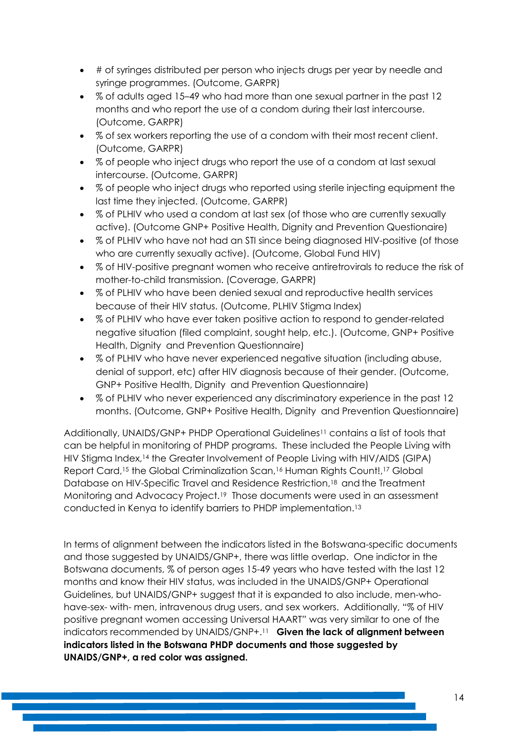- # of syringes distributed per person who injects drugs per year by needle and syringe programmes. (Outcome, GARPR)
- % of adults aged 15–49 who had more than one sexual partner in the past 12 months and who report the use of a condom during their last intercourse. (Outcome, GARPR)
- % of sex workers reporting the use of a condom with their most recent client. (Outcome, GARPR)
- % of people who inject drugs who report the use of a condom at last sexual intercourse. (Outcome, GARPR)
- % of people who inject drugs who reported using sterile injecting equipment the last time they injected. (Outcome, GARPR)
- % of PLHIV who used a condom at last sex (of those who are currently sexually active). (Outcome GNP+ Positive Health, Dignity and Prevention Questionaire)
- % of PLHIV who have not had an STI since being diagnosed HIV-positive (of those who are currently sexually active). (Outcome, Global Fund HIV)
- % of HIV-positive pregnant women who receive antiretrovirals to reduce the risk of mother-to-child transmission. (Coverage, GARPR)
- % of PLHIV who have been denied sexual and reproductive health services because of their HIV status. (Outcome, PLHIV Stigma Index)
- % of PLHIV who have ever taken positive action to respond to gender-related negative situation (filed complaint, sought help, etc.). (Outcome, GNP+ Positive Health, Dignity and Prevention Questionnaire)
- % of PLHIV who have never experienced negative situation (including abuse, denial of support, etc) after HIV diagnosis because of their gender. (Outcome, GNP+ Positive Health, Dignity and Prevention Questionnaire)
- % of PLHIV who never experienced any discriminatory experience in the past 12 months. (Outcome, GNP+ Positive Health, Dignity and Prevention Questionnaire)

Additionally, UNAIDS/GNP+ PHDP Operational Guidelines[11] contains a list of tools that can be helpful in monitoring of PHDP programs. These included the People Living with HIV Stigma Index,[14] the Greater Involvement of People Living with HIV/AIDS (GIPA) Report Card,[15] the Global Criminalization Scan,[16] Human Rights Count!,[17] Global Database on HIV-Specific Travel and Residence Restriction,[18] and the Treatment Monitoring and Advocacy Project.[19] Those documents were used in an assessment conducted in Kenya to identify barriers to PHDP implementation.[13]

In terms of alignment between the indicators listed in the Botswana-specific documents and those suggested by UNAIDS/GNP+, there was little overlap. One indictor in the Botswana documents, % of person ages 15-49 years who have tested with the last 12 months and know their HIV status, was included in the UNAIDS/GNP+ Operational Guidelines, but UNAIDS/GNP+ suggest that it is expanded to also include, men-who-have-sex- with- men, intravenous drug users, and sex workers. Additionally, "% of HIV positive pregnant women accessing Universal HAART" was very similar to one of the indicators recommended by UNAIDS/GNP+.[11] **Given the lack of alignment between indicators listed in the Botswana PHDP documents and those suggested by UNAIDS/GNP+, a red color was assigned.**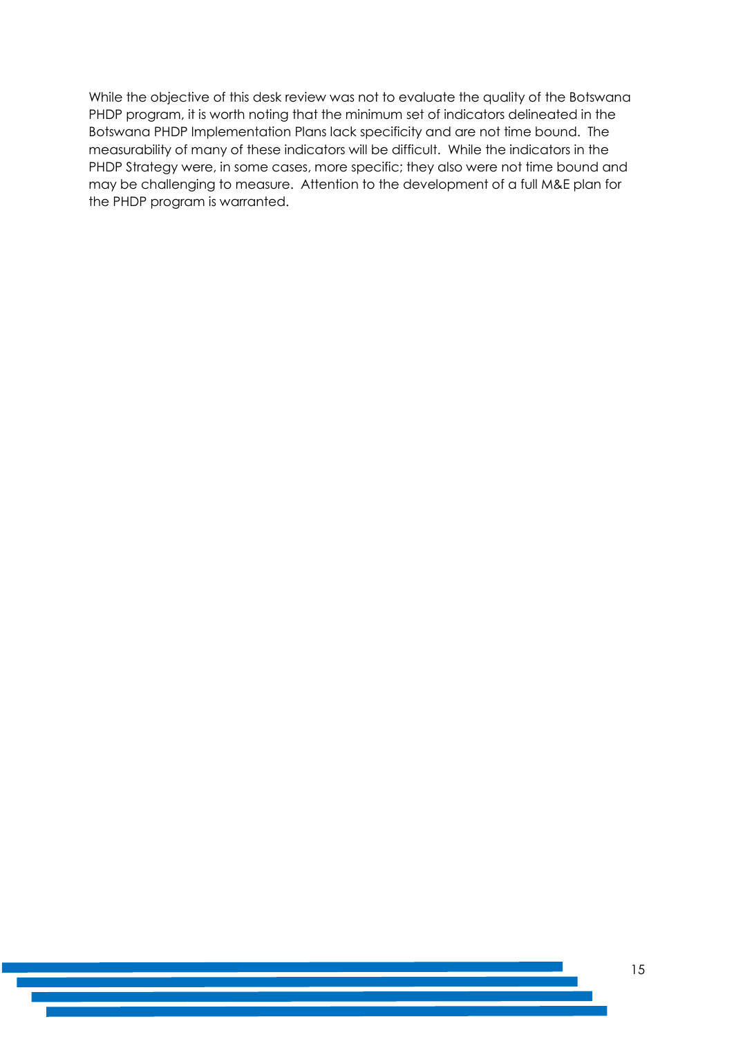While the objective of this desk review was not to evaluate the quality of the Botswana PHDP program, it is worth noting that the minimum set of indicators delineated in the Botswana PHDP Implementation Plans lack specificity and are not time bound. The measurability of many of these indicators will be difficult. While the indicators in the PHDP Strategy were, in some cases, more specific; they also were not time bound and may be challenging to measure. Attention to the development of a full M&E plan for the PHDP program is warranted.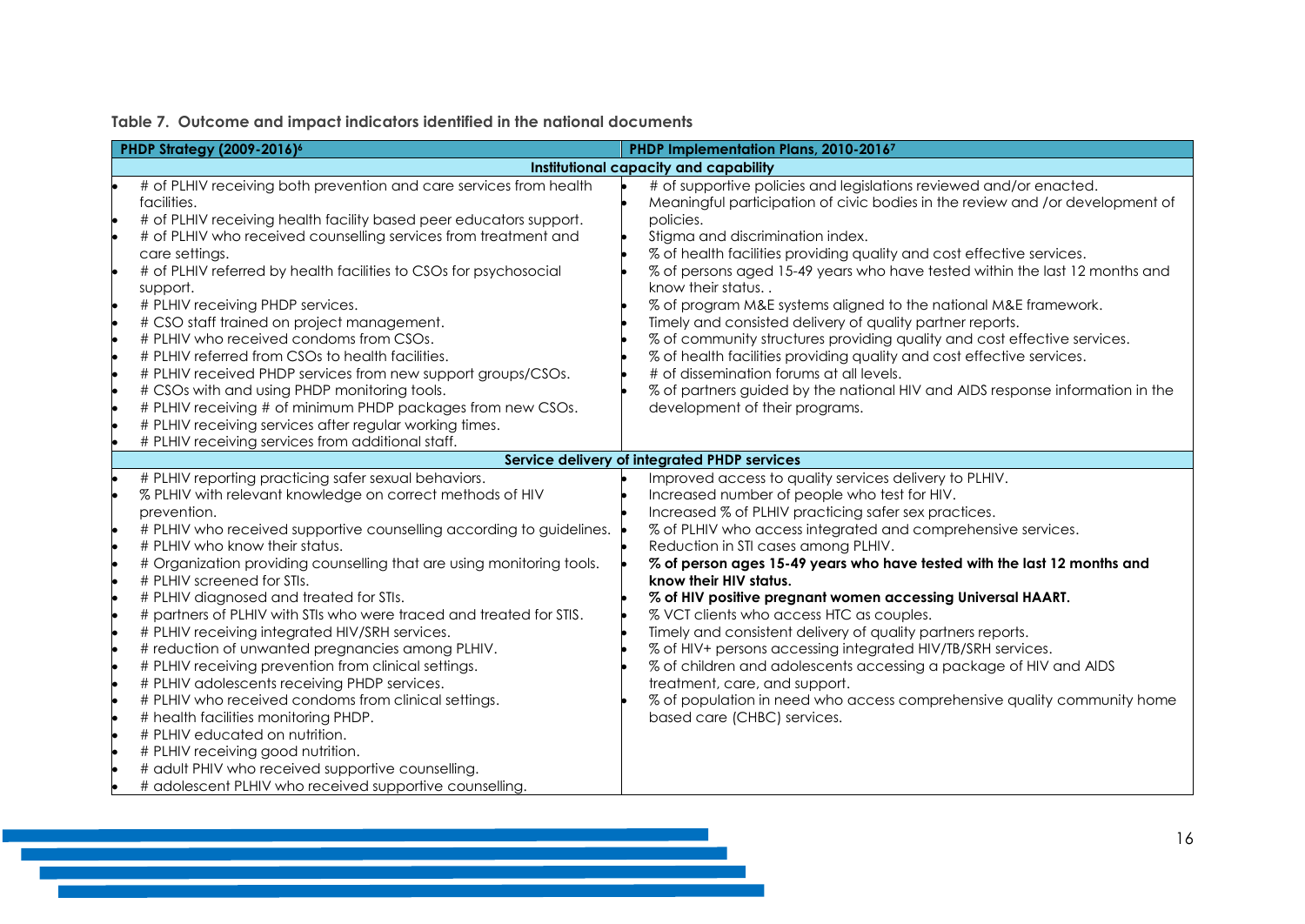**Table 7. Outcome and impact indicators identified in the national documents**

| PHDP Strategy (2009-2016)[6] | PHDP Implementation Plans, 2010-2016[7] |
|---|---|
| **Institutional capacity and capability** | |
| • # of PLHIV receiving both prevention and care services from health facilities.<br>• # of PLHIV receiving health facility based peer educators support.<br>• # of PLHIV who received counselling services from treatment and care settings.<br>• # of PLHIV referred by health facilities to CSOs for psychosocial support.<br>• # PLHIV receiving PHDP services.<br>• # CSO staff trained on project management.<br>• # PLHIV who received condoms from CSOs.<br>• # PLHIV referred from CSOs to health facilities.<br>• # PLHIV received PHDP services from new support groups/CSOs.<br>• # CSOs with and using PHDP monitoring tools.<br>• # PLHIV receiving # of minimum PHDP packages from new CSOs.<br>• # PLHIV receiving services after regular working times.<br>• # PLHIV receiving services from additional staff. | • # of supportive policies and legislations reviewed and/or enacted.<br>• Meaningful participation of civic bodies in the review and /or development of policies.<br>• Stigma and discrimination index.<br>• % of health facilities providing quality and cost effective services.<br>• % of persons aged 15-49 years who have tested within the last 12 months and know their status. .<br>• % of program M&E systems aligned to the national M&E framework.<br>• Timely and consisted delivery of quality partner reports.<br>• % of community structures providing quality and cost effective services.<br>• % of health facilities providing quality and cost effective services.<br>• # of dissemination forums at all levels.<br>• % of partners guided by the national HIV and AIDS response information in the development of their programs. |
| **Service delivery of integrated PHDP services** | |
| • # PLHIV reporting practicing safer sexual behaviors.<br>• % PLHIV with relevant knowledge on correct methods of HIV prevention.<br>• # PLHIV who received supportive counselling according to guidelines.<br>• # PLHIV who know their status.<br>• # Organization providing counselling that are using monitoring tools.<br>• # PLHIV screened for STIs.<br>• # PLHIV diagnosed and treated for STIs.<br>• # partners of PLHIV with STIs who were traced and treated for STIS.<br>• # PLHIV receiving integrated HIV/SRH services.<br>• # reduction of unwanted pregnancies among PLHIV.<br>• # PLHIV receiving prevention from clinical settings.<br>• # PLHIV adolescents receiving PHDP services.<br>• # PLHIV who received condoms from clinical settings.<br>• # health facilities monitoring PHDP.<br>• # PLHIV educated on nutrition.<br>• # PLHIV receiving good nutrition.<br>• # adult PHIV who received supportive counselling.<br>• # adolescent PLHIV who received supportive counselling. | • Improved access to quality services delivery to PLHIV.<br>• Increased number of people who test for HIV.<br>• Increased % of PLHIV practicing safer sex practices.<br>• % of PLHIV who access integrated and comprehensive services.<br>• Reduction in STI cases among PLHIV.<br>• **% of person ages 15-49 years who have tested with the last 12 months and know their HIV status.**<br>• **% of HIV positive pregnant women accessing Universal HAART.**<br>• % VCT clients who access HTC as couples.<br>• Timely and consistent delivery of quality partners reports.<br>• % of HIV+ persons accessing integrated HIV/TB/SRH services.<br>• % of children and adolescents accessing a package of HIV and AIDS treatment, care, and support.<br>• % of population in need who access comprehensive quality community home based care (CHBC) services. |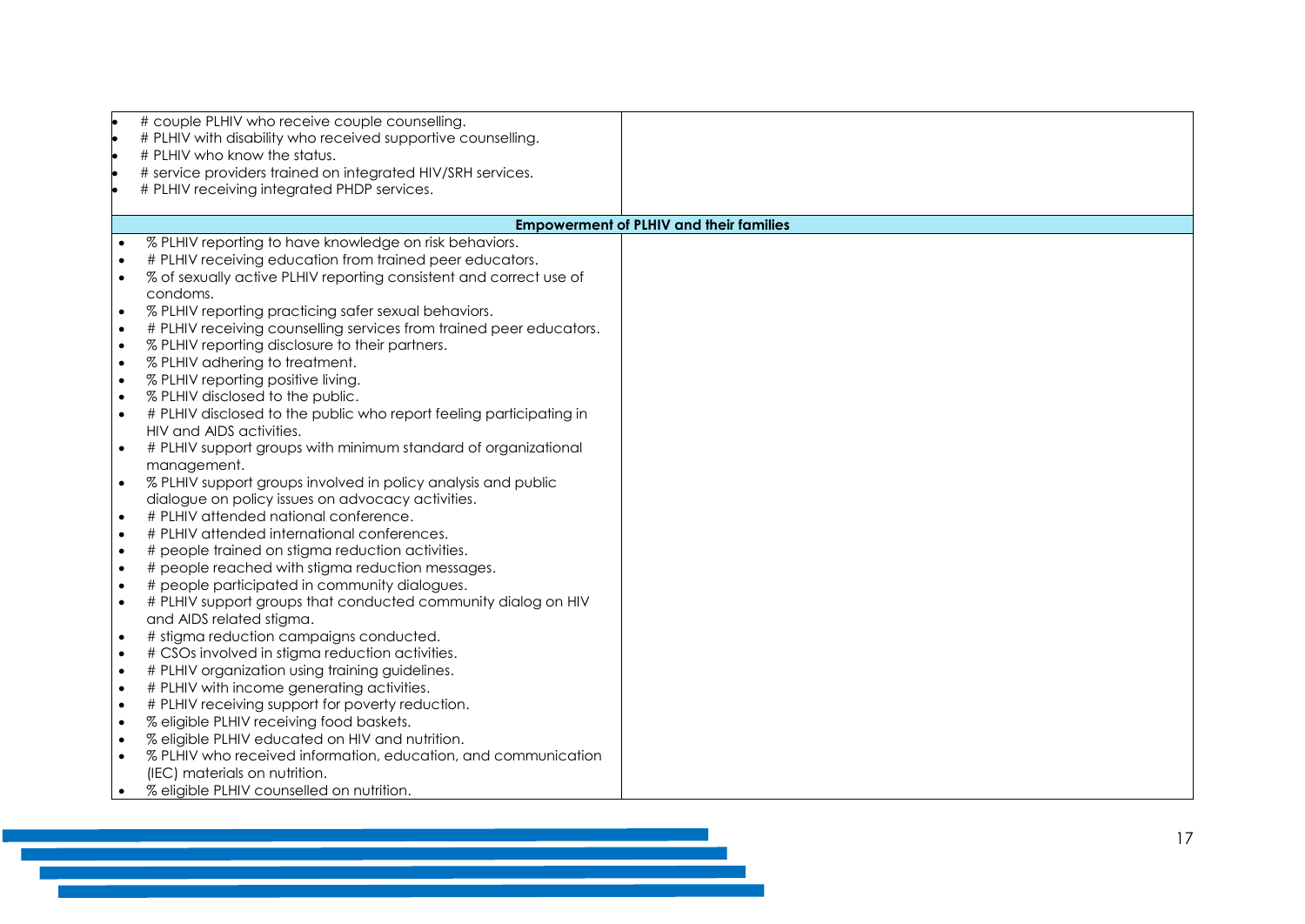| | |
|---|---|
| • # couple PLHIV who receive couple counselling.<br>• # PLHIV with disability who received supportive counselling.<br>• # PLHIV who know the status.<br>• # service providers trained on integrated HIV/SRH services.<br>• # PLHIV receiving integrated PHDP services. | |
| **Empowerment of PLHIV and their families** | |
| • % PLHIV reporting to have knowledge on risk behaviors.<br>• # PLHIV receiving education from trained peer educators.<br>• % of sexually active PLHIV reporting consistent and correct use of condoms.<br>• % PLHIV reporting practicing safer sexual behaviors.<br>• # PLHIV receiving counselling services from trained peer educators.<br>• % PLHIV reporting disclosure to their partners.<br>• % PLHIV adhering to treatment.<br>• % PLHIV reporting positive living.<br>• % PLHIV disclosed to the public.<br>• # PLHIV disclosed to the public who report feeling participating in HIV and AIDS activities.<br>• # PLHIV support groups with minimum standard of organizational management.<br>• % PLHIV support groups involved in policy analysis and public dialogue on policy issues on advocacy activities.<br>• # PLHIV attended national conference.<br>• # PLHIV attended international conferences.<br>• # people trained on stigma reduction activities.<br>• # people reached with stigma reduction messages.<br>• # people participated in community dialogues.<br>• # PLHIV support groups that conducted community dialog on HIV and AIDS related stigma.<br>• # stigma reduction campaigns conducted.<br>• # CSOs involved in stigma reduction activities.<br>• # PLHIV organization using training guidelines.<br>• # PLHIV with income generating activities.<br>• # PLHIV receiving support for poverty reduction.<br>• % eligible PLHIV receiving food baskets.<br>• % eligible PLHIV educated on HIV and nutrition.<br>• % PLHIV who received information, education, and communication (IEC) materials on nutrition.<br>• % eligible PLHIV counselled on nutrition. | |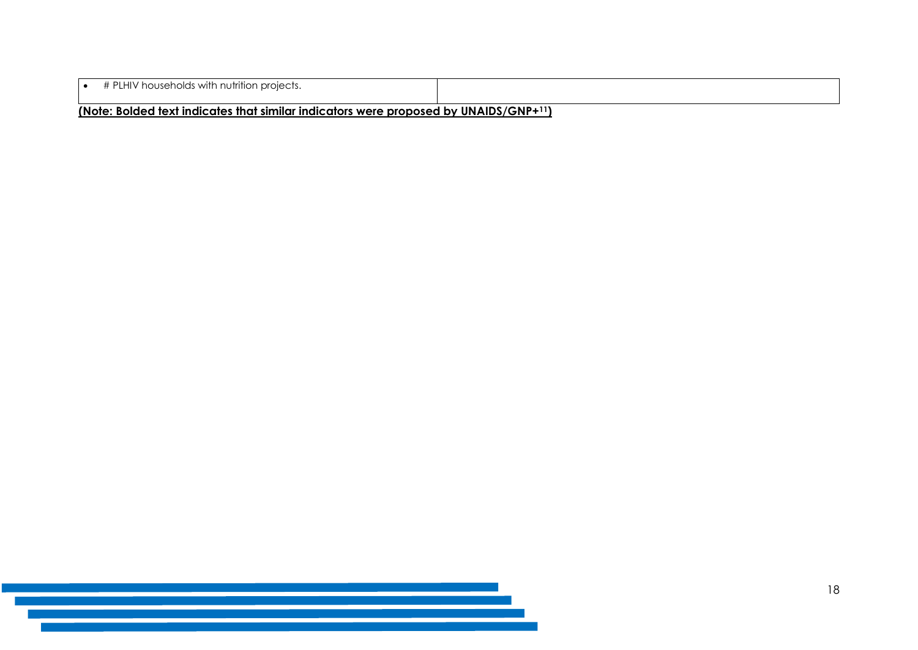| | |
|---|---|
| • # PLHIV households with nutrition projects. | |

**(Note: Bolded text indicates that similar indicators were proposed by UNAIDS/GNP+[11])**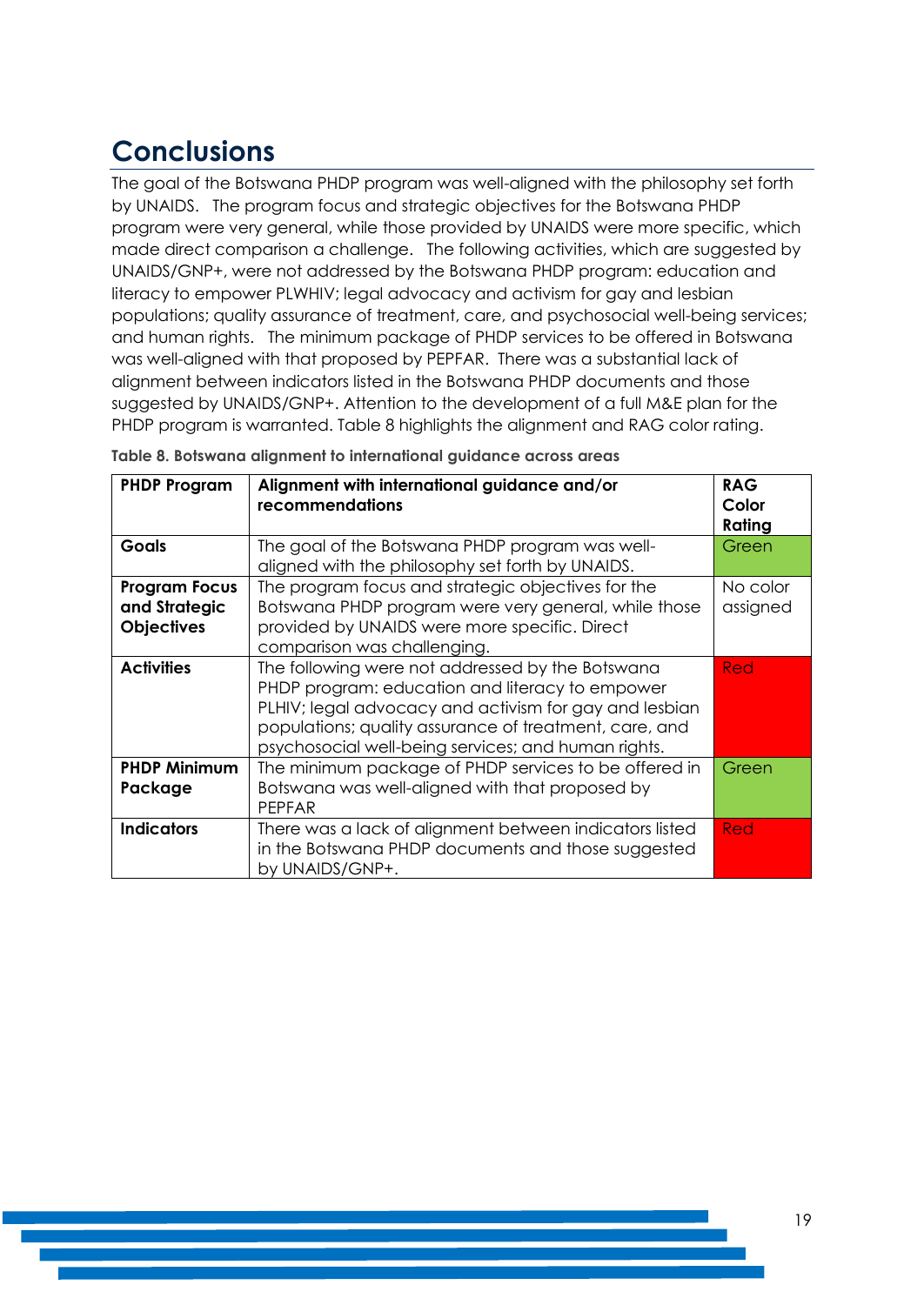## Conclusions

The goal of the Botswana PHDP program was well-aligned with the philosophy set forth by UNAIDS. The program focus and strategic objectives for the Botswana PHDP program were very general, while those provided by UNAIDS were more specific, which made direct comparison a challenge. The following activities, which are suggested by UNAIDS/GNP+, were not addressed by the Botswana PHDP program: education and literacy to empower PLWHIV; legal advocacy and activism for gay and lesbian populations; quality assurance of treatment, care, and psychosocial well-being services; and human rights. The minimum package of PHDP services to be offered in Botswana was well-aligned with that proposed by PEPFAR. There was a substantial lack of alignment between indicators listed in the Botswana PHDP documents and those suggested by UNAIDS/GNP+. Attention to the development of a full M&E plan for the PHDP program is warranted. Table 8 highlights the alignment and RAG color rating.

**Table 8. Botswana alignment to international guidance across areas**

| PHDP Program | Alignment with international guidance and/or recommendations | RAG Color Rating |
|---|---|---|
| **Goals** | The goal of the Botswana PHDP program was well-aligned with the philosophy set forth by UNAIDS. | Green |
| **Program Focus and Strategic Objectives** | The program focus and strategic objectives for the Botswana PHDP program were very general, while those provided by UNAIDS were more specific. Direct comparison was challenging. | No color assigned |
| **Activities** | The following were not addressed by the Botswana PHDP program: education and literacy to empower PLHIV; legal advocacy and activism for gay and lesbian populations; quality assurance of treatment, care, and psychosocial well-being services; and human rights. | Red |
| **PHDP Minimum Package** | The minimum package of PHDP services to be offered in Botswana was well-aligned with that proposed by PEPFAR | Green |
| **Indicators** | There was a lack of alignment between indicators listed in the Botswana PHDP documents and those suggested by UNAIDS/GNP+. | Red |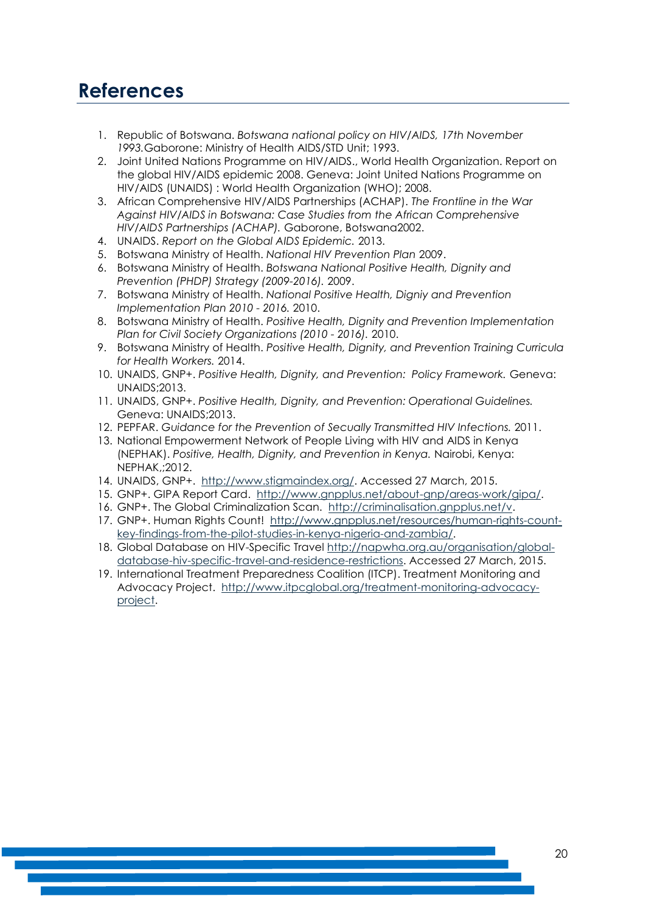# References

1. Republic of Botswana. *Botswana national policy on HIV/AIDS, 17th November 1993.*Gaborone: Ministry of Health AIDS/STD Unit; 1993.
2. Joint United Nations Programme on HIV/AIDS., World Health Organization. Report on the global HIV/AIDS epidemic 2008. Geneva: Joint United Nations Programme on HIV/AIDS (UNAIDS) : World Health Organization (WHO); 2008.
3. African Comprehensive HIV/AIDS Partnerships (ACHAP). *The Frontline in the War Against HIV/AIDS in Botswana: Case Studies from the African Comprehensive HIV/AIDS Partnerships (ACHAP).* Gaborone, Botswana2002.
4. UNAIDS. *Report on the Global AIDS Epidemic.* 2013.
5. Botswana Ministry of Health. *National HIV Prevention Plan* 2009.
6. Botswana Ministry of Health. *Botswana National Positive Health, Dignity and Prevention (PHDP) Strategy (2009-2016).* 2009.
7. Botswana Ministry of Health. *National Positive Health, Digniy and Prevention Implementation Plan 2010 - 2016.* 2010.
8. Botswana Ministry of Health. *Positive Health, Dignity and Prevention Implementation Plan for Civil Society Organizations (2010 - 2016).* 2010.
9. Botswana Ministry of Health. *Positive Health, Dignity, and Prevention Training Curricula for Health Workers.* 2014.
10. UNAIDS, GNP+. *Positive Health, Dignity, and Prevention: Policy Framework.* Geneva: UNAIDS;2013.
11. UNAIDS, GNP+. *Positive Health, Dignity, and Prevention: Operational Guidelines.* Geneva: UNAIDS;2013.
12. PEPFAR. *Guidance for the Prevention of Secually Transmitted HIV Infections.* 2011.
13. National Empowerment Network of People Living with HIV and AIDS in Kenya (NEPHAK). *Positive, Health, Dignity, and Prevention in Kenya.* Nairobi, Kenya: NEPHAK,;2012.
14. UNAIDS, GNP+. http://www.stigmaindex.org/. Accessed 27 March, 2015.
15. GNP+. GIPA Report Card. http://www.gnpplus.net/about-gnp/areas-work/gipa/.
16. GNP+. The Global Criminalization Scan. http://criminalisation.gnpplus.net/v.
17. GNP+. Human Rights Count! http://www.gnpplus.net/resources/human-rights-count-key-findings-from-the-pilot-studies-in-kenya-nigeria-and-zambia/.
18. Global Database on HIV-Specific Travel http://napwha.org.au/organisation/global-database-hiv-specific-travel-and-residence-restrictions. Accessed 27 March, 2015.
19. International Treatment Preparedness Coalition (ITCP). Treatment Monitoring and Advocacy Project. http://www.itpcglobal.org/treatment-monitoring-advocacy-project.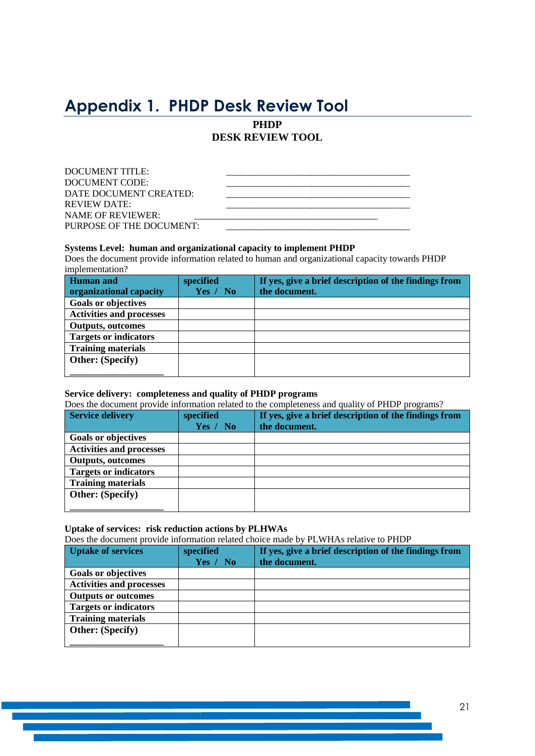# Appendix 1. PHDP Desk Review Tool

**PHDP**
**DESK REVIEW TOOL**

DOCUMENT TITLE: ______________________________________
DOCUMENT CODE: ______________________________________
DATE DOCUMENT CREATED: ______________________________________
REVIEW DATE: ______________________________________
NAME OF REVIEWER: ______________________________________
PURPOSE OF THE DOCUMENT: ______________________________________

**Systems Level: human and organizational capacity to implement PHDP**
Does the document provide information related to human and organizational capacity towards PHDP implementation?

| Human and organizational capacity | specified Yes / No | If yes, give a brief description of the findings from the document. |
|---|---|---|
| Goals or objectives | | |
| Activities and processes | | |
| Outputs, outcomes | | |
| Targets or indicators | | |
| Training materials | | |
| Other: (Specify) ____________________ | | |

**Service delivery: completeness and quality of PHDP programs**
Does the document provide information related to the completeness and quality of PHDP programs?

| Service delivery | specified Yes / No | If yes, give a brief description of the findings from the document. |
|---|---|---|
| Goals or objectives | | |
| Activities and processes | | |
| Outputs, outcomes | | |
| Targets or indicators | | |
| Training materials | | |
| Other: (Specify) ____________________ | | |

**Uptake of services: risk reduction actions by PLHWAs**
Does the document provide information related choice made by PLWHAs relative to PHDP

| Uptake of services | specified Yes / No | If yes, give a brief description of the findings from the document. |
|---|---|---|
| Goals or objectives | | |
| Activities and processes | | |
| Outputs or outcomes | | |
| Targets or indicators | | |
| Training materials | | |
| Other: (Specify) ____________________ | | |